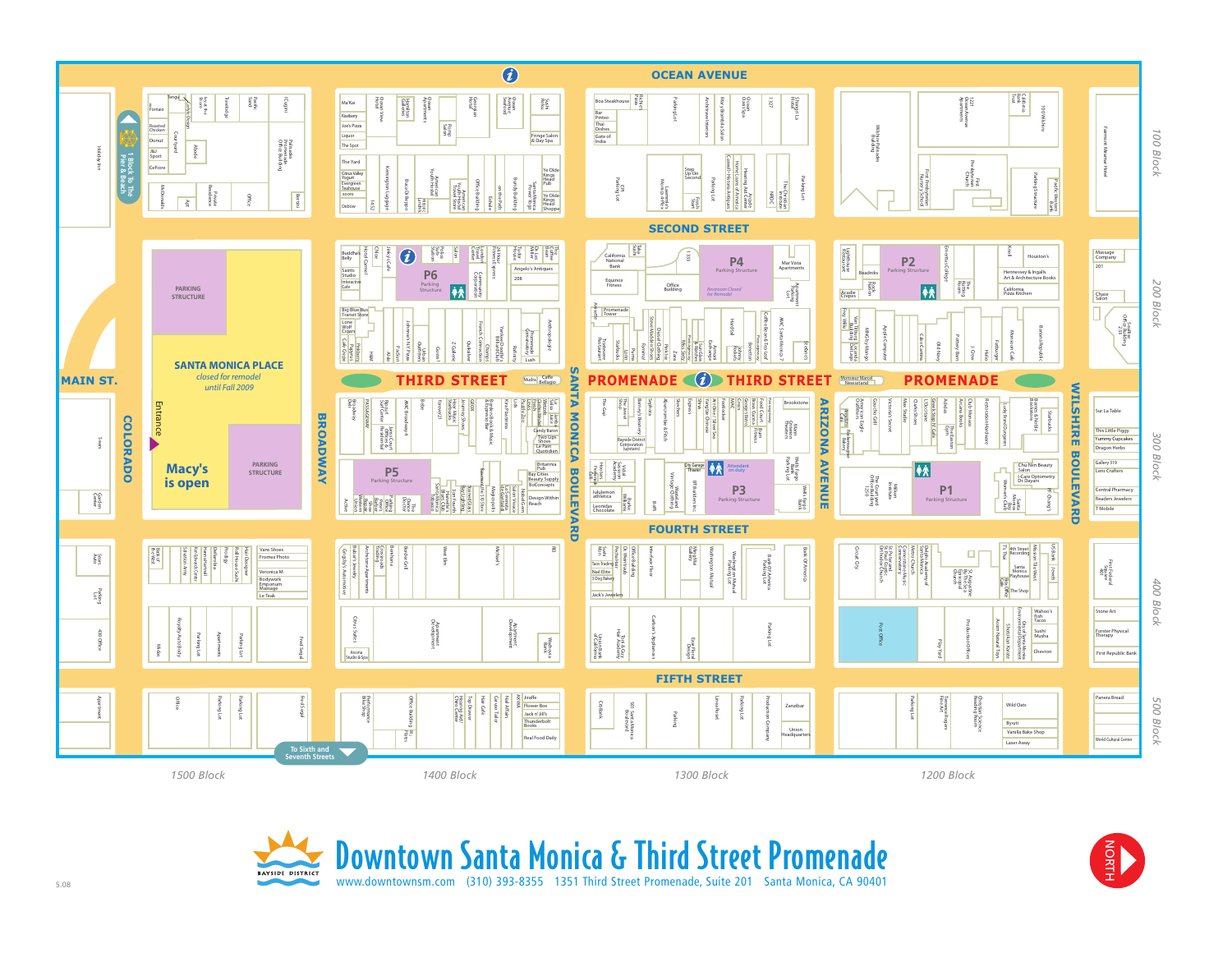# Downtown Santa Monica & Third Street Promenade

www.downtownsm.com (310) 393-8355 1351 Third Street Promenade, Suite 201 Santa Monica, CA 90401

OCEAN AVENUE

SECOND STREET

THIRD STREET PROMENADE

SANTA MONICA BOULEVARD

ARIZONA AVENUE

FOURTH STREET

FIFTH STREET

MAIN ST.

COLORADO

BROADWAY

WILSHIRE BOULEVARD

1 Block To The Pier & Beach

To Sixth and Seventh Streets

**SANTA MONICA PLACE**

*closed for remodel until Fall 2009*

Entrance

**Macy's is open**

PARKING STRUCTURE

P1 Parking Structure

P2 Parking Structure

P3 Parking Structure

P4 Parking Structure

P5 Parking Structure

P6 Parking Structure

100 Block

200 Block

300 Block

400 Block

500 Block

1500 Block

1400 Block

1300 Block

1200 Block

NORTH

BAYSIDE DISTRICT

5.08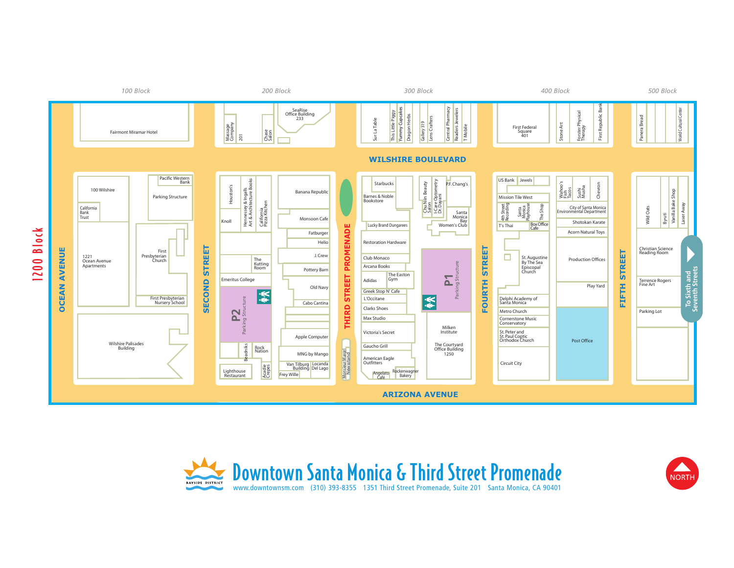# Downtown Santa Monica & Third Street Promenade

BAYSIDE DISTRICT

www.downtownsm.com (310) 393-8355 1351 Third Street Promenade, Suite 201 Santa Monica, CA 90401

NORTH

**1200 Block**

*100 Block* | *200 Block* | *300 Block* | *400 Block* | *500 Block*

**WILSHIRE BOULEVARD**

**ARIZONA AVENUE**

**OCEAN AVENUE** | **SECOND STREET** | **THIRD STREET PROMENADE** | **FOURTH STREET** | **FIFTH STREET**

To Sixth and Seventh Streets

## North of Wilshire Boulevard

**100 Block:** Fairmont Miramar Hotel

**200 Block:** Massage Company, 201, Chase Salon, SeaRise Office Building 233

**300 Block:** Sur La Table, This Little Piggy, Yummy Cupcakes, Dragon Herbs, Gallery 319, Lens Crafters, Central Pharmacy, Readers Jewelers, T Mobile

**400 Block:** First Federal Square 401, Stone Art, Forster Physical Therapy, First Republic Bank

**500 Block:** Panera Bread, World Cultural Center

## Between Wilshire Boulevard and Arizona Avenue

**100 Block:** 100 Wilshire, California Bank Trust, 1221 Ocean Avenue Apartments, Pacific Western Bank, Parking Structure, First Presbyterian Church, First Presbyterian Nursery School, Wilshire Palisades Building

**200 Block:** Houston's, Hennessey & Ingalls Art & Architecture Books, California Pizza Kitchen, Knoll, The Kutting Room, Emeritus College, P2 Parking Structure, Beadniks, Rock Nation, Lighthouse Restaurant, Acadie Crepes, Banana Republic, Monsoon Cafe, Fatburger, Helio, J.Crew, Pottery Barn, Old Navy, Cabo Cantina, Apple Computer, MNG by Mango, Van Tilburg Building, Locanda Del Lago, Frey Wille, Monsieur Marcel Newsstand

**300 Block:** Starbucks, Barnes & Noble Bookstore, Lucky Brand Dungarees, Restoration Hardware, Club Monaco, Arcana Books, Adidas, The Easton Gym, Greek Stop N' Cafe, L'Occitane, Clarks Shoes, Max Studio, Victoria's Secret, Gaucho Grill, American Eagle Outfitters, Angelato Café, Rockenwagner Bakery, Chu Nim Beauty Salon, I-Care Optometry Dr. Dayani, P.F. Chang's, Santa Monica Bay Women's Club, P1 Parking Structure, Milken Institute, The Courtyard Office Building 1250

**400 Block:** US Bank, Jewels, Mission Tile West, 4th Street Recording, Santa Monica Playhouse, The Shop, T's Thai, Box Office Cafe, St. Augustine By The Sea Episcopal Church, Delphi Academy of Santa Monica, Metro Church, Cornerstone Music Conservatory, St. Peter and St. Paul Coptic Orthodox Church, Circuit City, Wahoo's Fish Tacos, Sushi Musha, Chevron, City of Santa Monica Environmental Department, Shotokan Karate, Acorn Natural Toys, Production Offices, Play Yard, Post Office

**500 Block:** Wild Oats, Byuti, Vanilla Bake Shop, Laser Away, Christian Science Reading Room, Terrence Rogers Fine Art, Parking Lot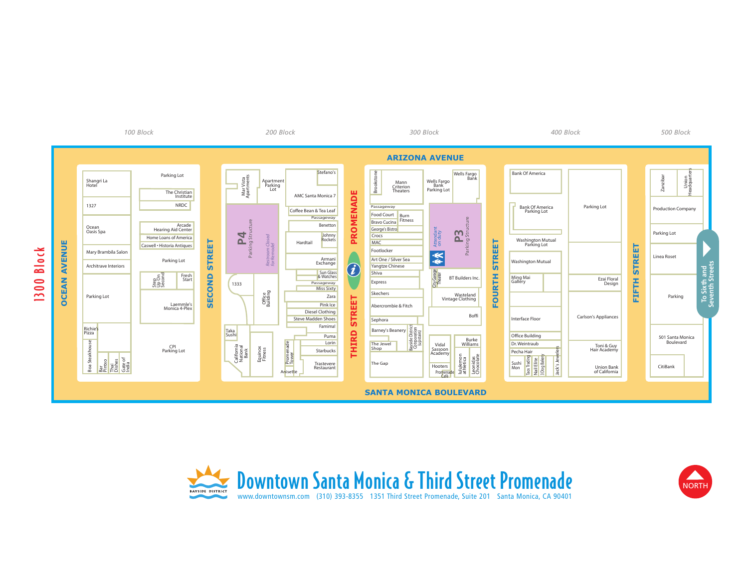# 1300 Block

100 Block | 200 Block | 300 Block | 400 Block | 500 Block

**ARIZONA AVENUE**

**SANTA MONICA BOULEVARD**

**OCEAN AVENUE**

**SECOND STREET**

**THIRD STREET PROMENADE**

**FOURTH STREET**

**FIFTH STREET**

## 100 Block (Ocean Avenue – Second Street)

- Shangri La Hotel
- 1327
- Ocean Oasis Spa
- Mary Brambila Salon
- Architrave Interiors
- Parking Lot
- Richie's Pizza
- Boa Steakhouse
- Bar Pintxo
- Thai Dishes
- Gate of India
- Parking Lot
- The Christian Institute
- NRDC
- Arcade
- Hearing Aid Center
- Home Loans of America
- Caswell • Historia Antiques
- Parking Lot
- Step Up On Second
- Fresh Start
- Laemmle's Monica 4-Plex
- CPI Parking Lot

## 200 Block (Second Street – Third Street Promenade)

- Mar Vista Apartments
- Apartment Parking Lot
- P4 Parking Structure
- Restroom Closed for Remodel
- 1333
- Office Building
- Taka Sushi
- California National Bank
- Equinox Fitness
- Promenade Tower
- Anisette
- Stefano's
- AMC Santa Monica 7
- Coffee Bean & Tea Leaf
- Passageway
- Benetton
- Hardtail
- Johnny Rockets
- Armani Exchange
- Sun Glass & Watches
- Passageway
- Miss Sixty
- Zara
- Pink Ice
- Diesel Clothing
- Steve Madden Shoes
- Famima!
- Puma
- Lorin
- Starbucks
- Trastevere Restaurant

## 300 Block (Third Street Promenade – Fourth Street)

- Brookstone
- Mann Criterion Theaters
- Passageway
- Food Court
- Burn Fitness
- Bravo Cucina
- George's Bistro
- Crocs
- MAC
- Footlocker
- Art One / Silver Sea
- Yangtze Chinese
- Shiva
- Express
- Skechers
- Abercrombie & Fitch
- Sephora
- Barney's Beanery
- Bayside District Corporation (upstairs)
- The Jewel Shop
- The Gap
- Wells Fargo Bank Parking Lot
- Wells Fargo Bank
- P3 Parking Structure
- Attendant on duty
- City Garage Theater
- BT Builders Inc.
- Wasteland Vintage Clothing
- Boffi
- Vidal Sassoon Academy
- Burke Williams
- Hooters
- Promenade Café
- lululemon athletica
- Leonidas Chocolate

## 400 Block (Fourth Street – Fifth Street)

- Bank Of America
- Bank Of America Parking Lot
- Washington Mutual Parking Lot
- Washington Mutual
- Ming Mai Gallery
- Interface Floor
- Office Building
- Dr. Weintraub
- Pecha Hair
- Sushi Mon
- Taos Trading
- Nail Elite
- 3 Dog Bakery
- Jack's Jewelers
- Parking Lot
- Ezai Floral Design
- Carlson's Appliances
- Toni & Guy Hair Academy
- Union Bank of California

## 500 Block (Fifth Street – )

- Zanzibar
- Union Headquarters
- Production Company
- Parking Lot
- Linea Roset
- Parking
- 501 Santa Monica Boulevard
- CitiBank

To Sixth and Seventh Streets

NORTH

# Downtown Santa Monica & Third Street Promenade

BAYSIDE DISTRICT

www.downtownsm.com (310) 393-8355 1351 Third Street Promenade, Suite 201 Santa Monica, CA 90401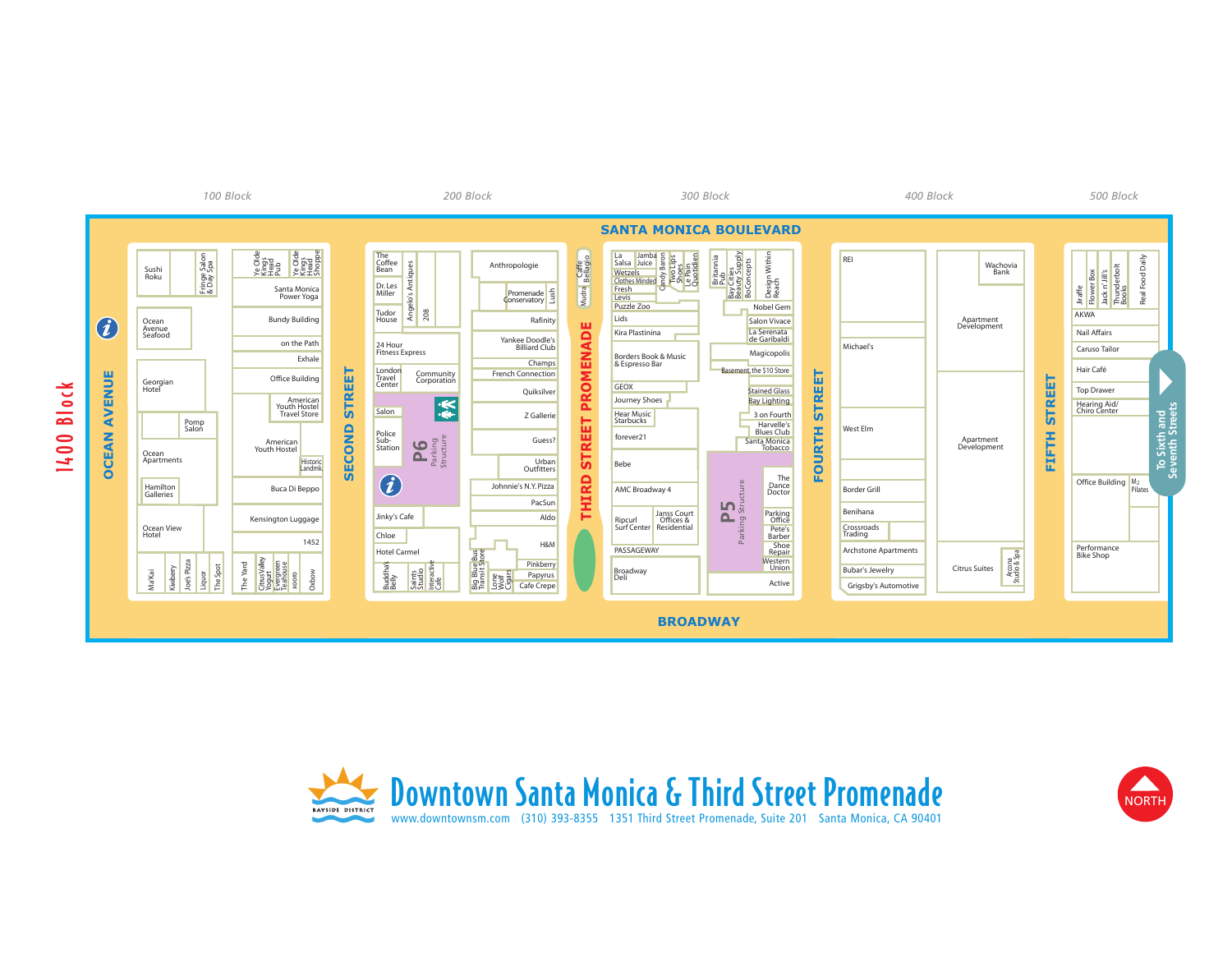# Downtown Santa Monica & Third Street Promenade

www.downtownsm.com (310) 393-8355 1351 Third Street Promenade, Suite 201 Santa Monica, CA 90401

BAYSIDE DISTRICT

NORTH

**1400 Block**

**SANTA MONICA BOULEVARD**

**BROADWAY**

## 100 Block

**OCEAN AVENUE** / **SECOND STREET**

- Sushi Roku
- Fringe Salon & Day Spa
- Ocean Avenue Seafood
- Georgian Hotel
- Pomp Salon
- Ocean Apartments
- Hamilton Galleries
- Ocean View Hotel
- Ma'Kai
- Kwiberry
- Joe's Pizza
- Liquor
- The Spot
- Ye Olde Kings Head Pub
- Ye Olde Kings Head Shoppe
- Santa Monica Power Yoga
- Bundy Building
- on the Path
- Exhale
- Office Building
- American Youth Hostel Travel Store
- American Youth Hostel
- Historic Landmk.
- Buca Di Beppo
- Kensington Luggage
- 1452
- The Yard
- Citrus Valley Yogurt
- Evergreen Teahouse
- XOOXO
- Oxbow

## 200 Block

**SECOND STREET** / **THIRD STREET PROMENADE**

- The Coffee Bean
- Dr. Les Miller
- Angelo's Antiques
- 208
- Tudor House
- 24 Hour Fitness Express
- London Travel Center
- Community Corporation
- Salon
- Police Sub-Station
- P6 Parking Structure
- Jinky's Cafe
- Chloe
- Hotel Carmel
- Buddha's Belly
- Saints Studio
- Interactive Cafe
- Anthropologie
- Promenade Conservatory
- Lush
- Rafinity
- Yankee Doodle's Billiard Club
- Champs
- French Connection
- Quiksilver
- Z Gallerie
- Guess?
- Urban Outfitters
- Johnnie's N.Y. Pizza
- PacSun
- Aldo
- H&M
- Big Blue Bus Transit Store
- Lone Wolf Cigars
- Pinkberry
- Papyrus
- Cafe Crepe
- Mudra
- Caffe Bellagio

## 300 Block

**THIRD STREET PROMENADE** / **FOURTH STREET**

- La Salsa
- Jamba Juice
- Wetzels
- Clothes Minded
- Candy Baron
- Two Lips Shoes
- Le Pain Quotidien
- Fresh
- Levis
- Puzzle Zoo
- Lids
- Kira Plastinina
- Borders Book & Music & Espresso Bar
- GEOX
- Journey Shoes
- Hear Music Starbucks
- forever21
- Bebe
- AMC Broadway 4
- Ripcurl Surf Center
- Janss Court Offices & Residential
- PASSAGEWAY
- Broadway Deli
- Britannia Pub
- Bay Cities Beauty Supply
- BoConcepts
- Design Within Reach
- Nobel Gem
- Salon Vivace
- La Serenata de Garibaldi
- Magicopolis
- Basement, the $10 Store
- Stained Glass
- Bay Lighting
- 3 on Fourth
- Harvelle's Blues Club
- Santa Monica Tobacco
- P5 Parking Structure
- The Dance Doctor
- Parking Office
- Pete's Barber
- Shoe Repair
- Western Union
- Active

## 400 Block

**FOURTH STREET** / **FIFTH STREET**

- REI
- Michael's
- West Elm
- Border Grill
- Benihana
- Crossroads Trading
- Archstone Apartments
- Bubar's Jewelry
- Grigsby's Automotive
- Wachovia Bank
- Apartment Development
- Apartment Development
- Citrus Suites
- Arcona Studio & Spa

## 500 Block

**FIFTH STREET**

- Jiraffe
- Flower Box
- Jack n' Jill's
- Thunderbolt Books
- Real Food Daily
- AKWA
- Nail Affairs
- Caruso Tailor
- Hair Café
- Top Drawer
- Hearing Aid/ Chiro Center
- Office Building
- $M_2$ Pilates
- Performance Bike Shop

To Sixth and Seventh Streets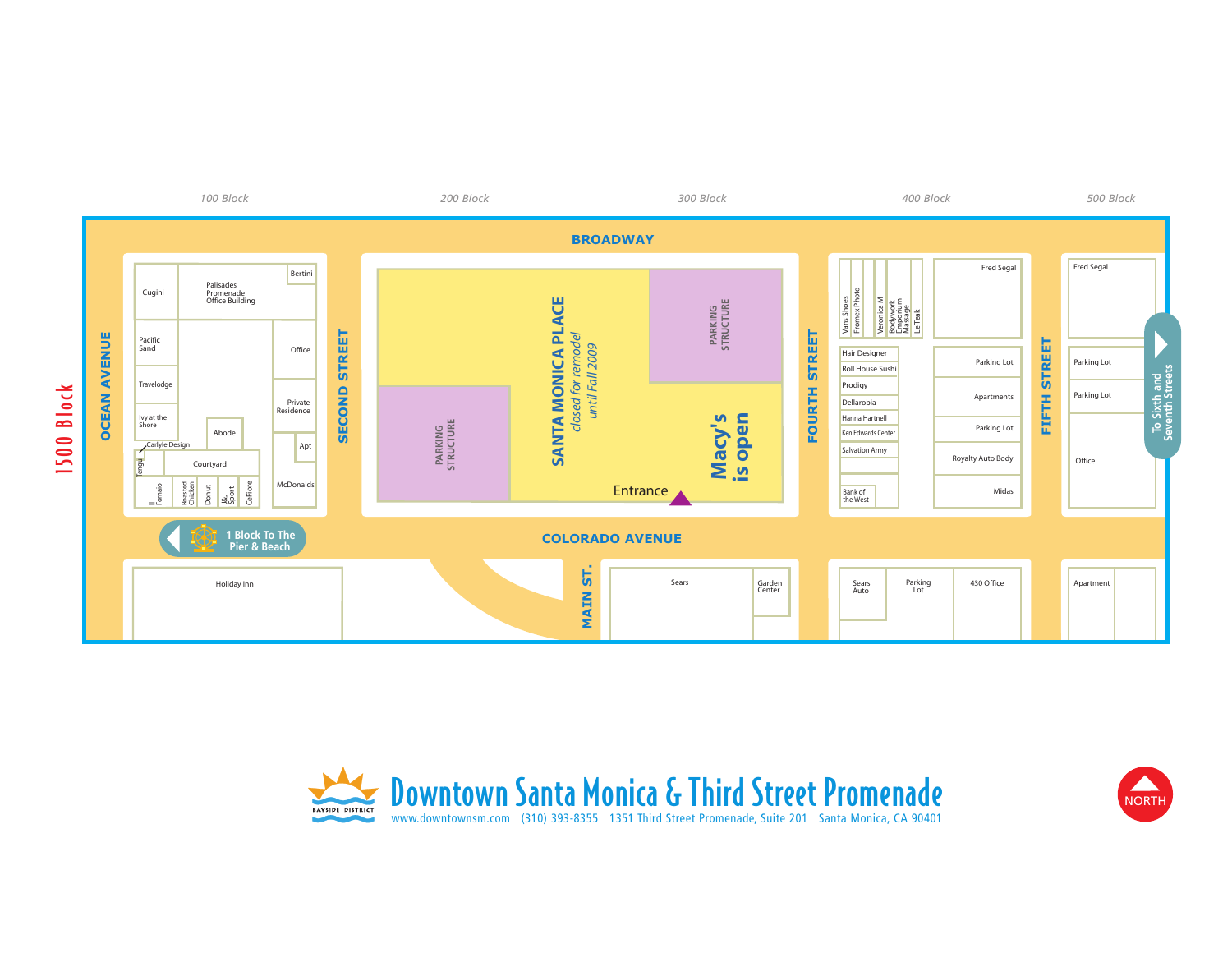100 Block

200 Block

300 Block

400 Block

500 Block

1500 Block

BROADWAY

OCEAN AVENUE

SECOND STREET

FOURTH STREET

FIFTH STREET

COLORADO AVENUE

MAIN ST.

I Cugini

Palisades Promenade Office Building

Bertini

Pacific Sand

Office

Travelodge

Private Residence

Ivy at the Shore

Abode

Apt

Carlyle Design

Tengu

Courtyard

McDonalds

Fornaio

Roasted Chicken

Donut

J&J Sport

CeFiore

SANTA MONICA PLACE

*closed for remodel until Fall 2009*

PARKING STRUCTURE

PARKING STRUCTURE

Macy's is open

Entrance

Vans Shoes

Fromex Photo

Veronica M

Bodywork Emporium Massage

Le Teak

Fred Segal

Fred Segal

Hair Designer

Roll House Sushi

Prodigy

Dellarobia

Hanna Hartnell

Ken Edwards Center

Salvation Army

Bank of the West

Parking Lot

Apartments

Parking Lot

Royalty Auto Body

Midas

Parking Lot

Parking Lot

Office

To Sixth and Seventh Streets

1 Block To The Pier & Beach

Holiday Inn

Sears

Garden Center

Sears Auto

Parking Lot

430 Office

Apartment

NORTH

BAYSIDE DISTRICT

# Downtown Santa Monica & Third Street Promenade

www.downtownsm.com (310) 393-8355 1351 Third Street Promenade, Suite 201 Santa Monica, CA 90401